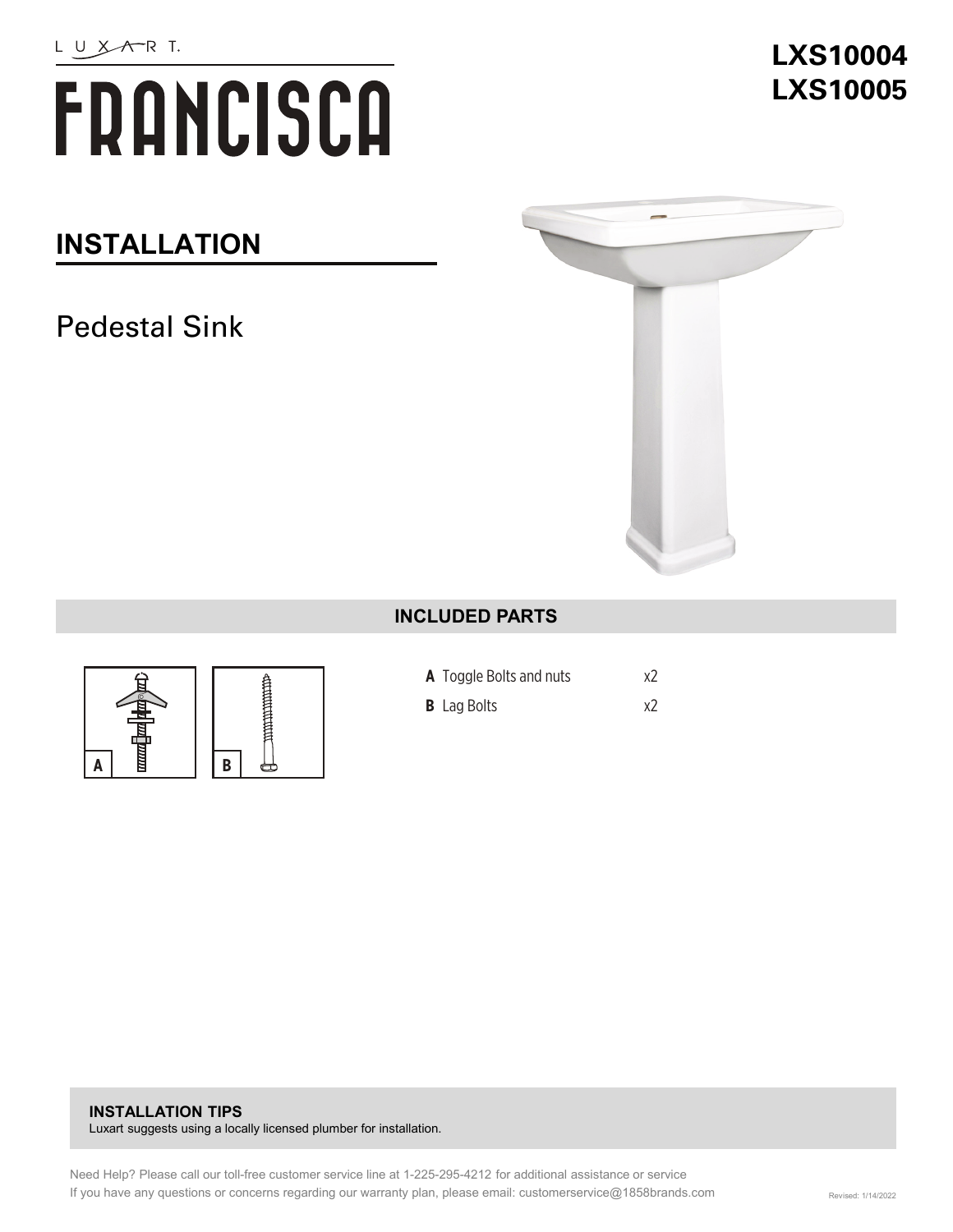LUXART.

# FRANCISCA

**LXS10004**
**LXS10005**

## INSTALLATION

Pedestal Sink

### INCLUDED PARTS

| | Part | Qty |
|---|---|---|
| **A** | Toggle Bolts and nuts | x2 |
| **B** | Lag Bolts | x2 |

**INSTALLATION TIPS**
Luxart suggests using a locally licensed plumber for installation.

Need Help? Please call our toll-free customer service line at 1-225-295-4212 for additional assistance or service
If you have any questions or concerns regarding our warranty plan, please email: customerservice@1858brands.com

Revised: 1/14/2022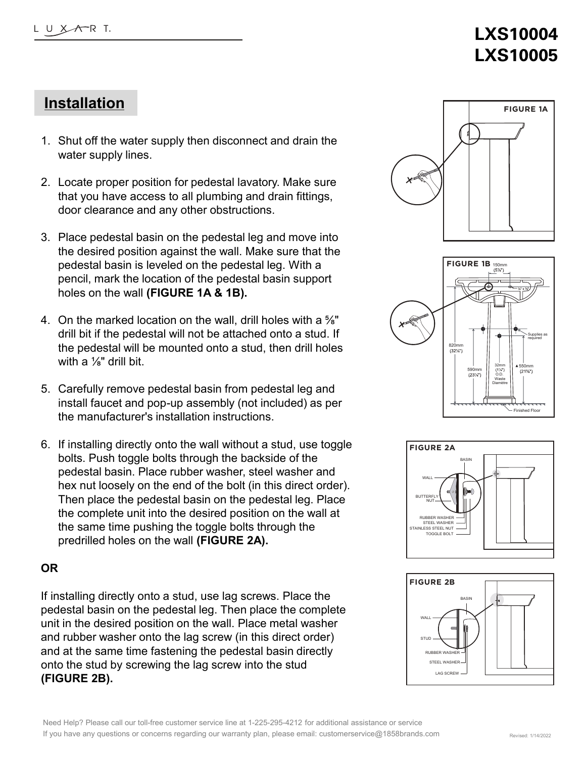LXS10004
LXS10005

## Installation

1. Shut off the water supply then disconnect and drain the water supply lines.

2. Locate proper position for pedestal lavatory. Make sure that you have access to all plumbing and drain fittings, door clearance and any other obstructions.

3. Place pedestal basin on the pedestal leg and move into the desired position against the wall. Make sure that the pedestal basin is leveled on the pedestal leg. With a pencil, mark the location of the pedestal basin support holes on the wall **(FIGURE 1A & 1B).**

4. On the marked location on the wall, drill holes with a ⅝" drill bit if the pedestal will not be attached onto a stud. If the pedestal will be mounted onto a stud, then drill holes with a ⅛" drill bit.

5. Carefully remove pedestal basin from pedestal leg and install faucet and pop-up assembly (not included) as per the manufacturer's installation instructions.

6. If installing directly onto the wall without a stud, use toggle bolts. Push toggle bolts through the backside of the pedestal basin. Place rubber washer, steel washer and hex nut loosely on the end of the bolt (in this direct order). Then place the pedestal basin on the pedestal leg. Place the complete unit into the desired position on the wall at the same time pushing the toggle bolts through the predrilled holes on the wall **(FIGURE 2A).**

**OR**

If installing directly onto a stud, use lag screws. Place the pedestal basin on the pedestal leg. Then place the complete unit in the desired position on the wall. Place metal washer and rubber washer onto the lag screw (in this direct order) and at the same time fastening the pedestal basin directly onto the stud by screwing the lag screw into the stud **(FIGURE 2B).**

FIGURE 1A

FIGURE 1B

150mm (5⅞")

¼" x ⅝"

Supplies as required

820mm (32¼")

590mm (23¼")

32mm (1¼") O.D. Waste Diametre

550mm (21⅝")

Finished Floor

FIGURE 2A

BASIN

WALL

BUTTERFLY NUT

RUBBER WASHER

STEEL WASHER

STAINLESS STEEL NUT

TOGGLE BOLT

FIGURE 2B

BASIN

WALL

STUD

RUBBER WASHER

STEEL WASHER

LAG SCREW

Need Help? Please call our toll-free customer service line at 1-225-295-4212 for additional assistance or service
If you have any questions or concerns regarding our warranty plan, please email: customerservice@1858brands.com

Revised: 1/14/2022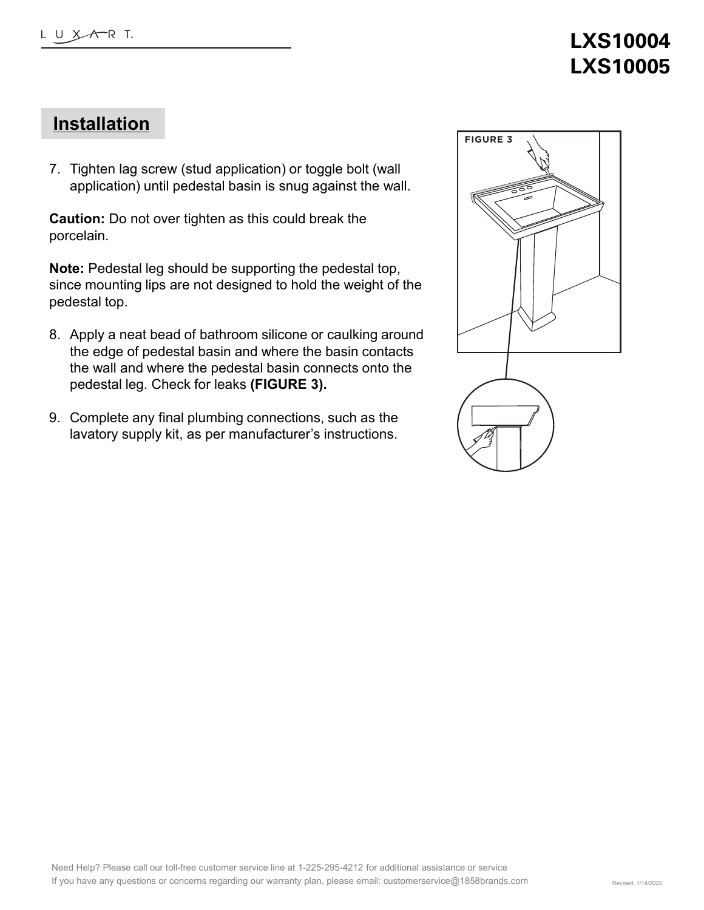# LXS10004
# LXS10005

## Installation

7. Tighten lag screw (stud application) or toggle bolt (wall application) until pedestal basin is snug against the wall.

**Caution:** Do not over tighten as this could break the porcelain.

**Note:** Pedestal leg should be supporting the pedestal top, since mounting lips are not designed to hold the weight of the pedestal top.

8. Apply a neat bead of bathroom silicone or caulking around the edge of pedestal basin and where the basin contacts the wall and where the pedestal basin connects onto the pedestal leg. Check for leaks **(FIGURE 3).**

9. Complete any final plumbing connections, such as the lavatory supply kit, as per manufacturer's instructions.

FIGURE 3

Need Help? Please call our toll-free customer service line at 1-225-295-4212 for additional assistance or service
If you have any questions or concerns regarding our warranty plan, please email: customerservice@1858brands.com

Revised: 1/14/2022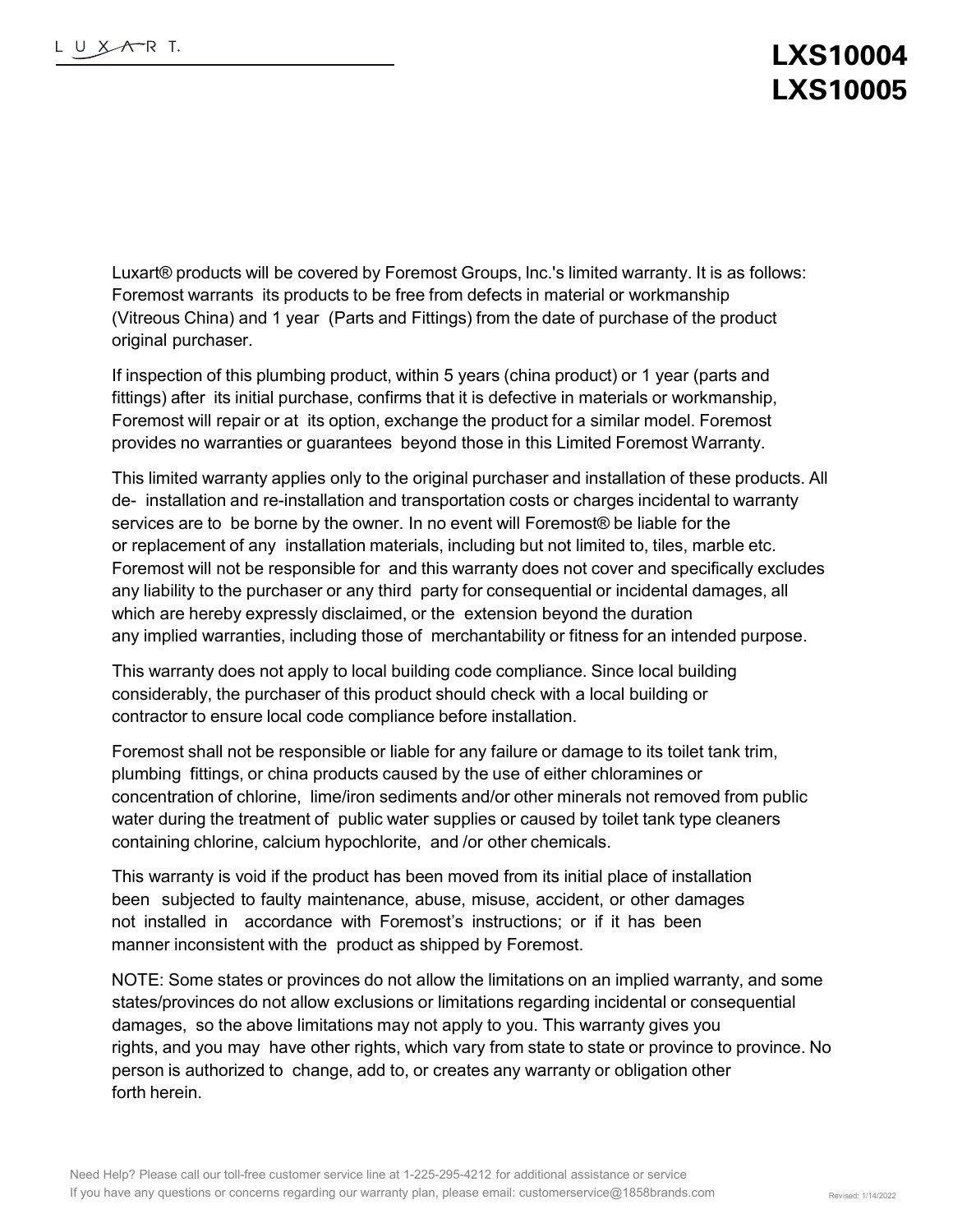# LXS10004
# LXS10005

Luxart® products will be covered by Foremost Groups, Inc.'s limited warranty. It is as follows: Foremost warrants its products to be free from defects in material or workmanship (Vitreous China) and 1 year (Parts and Fittings) from the date of purchase of the product original purchaser.

If inspection of this plumbing product, within 5 years (china product) or 1 year (parts and fittings) after its initial purchase, confirms that it is defective in materials or workmanship, Foremost will repair or at its option, exchange the product for a similar model. Foremost provides no warranties or guarantees beyond those in this Limited Foremost Warranty.

This limited warranty applies only to the original purchaser and installation of these products. All de- installation and re-installation and transportation costs or charges incidental to warranty services are to be borne by the owner. In no event will Foremost® be liable for the or replacement of any installation materials, including but not limited to, tiles, marble etc. Foremost will not be responsible for and this warranty does not cover and specifically excludes any liability to the purchaser or any third party for consequential or incidental damages, all which are hereby expressly disclaimed, or the extension beyond the duration any implied warranties, including those of merchantability or fitness for an intended purpose.

This warranty does not apply to local building code compliance. Since local building considerably, the purchaser of this product should check with a local building or contractor to ensure local code compliance before installation.

Foremost shall not be responsible or liable for any failure or damage to its toilet tank trim, plumbing fittings, or china products caused by the use of either chloramines or concentration of chlorine, lime/iron sediments and/or other minerals not removed from public water during the treatment of public water supplies or caused by toilet tank type cleaners containing chlorine, calcium hypochlorite, and /or other chemicals.

This warranty is void if the product has been moved from its initial place of installation been subjected to faulty maintenance, abuse, misuse, accident, or other damages not installed in accordance with Foremost's instructions; or if it has been manner inconsistent with the product as shipped by Foremost.

NOTE: Some states or provinces do not allow the limitations on an implied warranty, and some states/provinces do not allow exclusions or limitations regarding incidental or consequential damages, so the above limitations may not apply to you. This warranty gives you rights, and you may have other rights, which vary from state to state or province to province. No person is authorized to change, add to, or creates any warranty or obligation other forth herein.

Need Help? Please call our toll-free customer service line at 1-225-295-4212 for additional assistance or service
If you have any questions or concerns regarding our warranty plan, please email: customerservice@1858brands.com

Revised: 1/14/2022